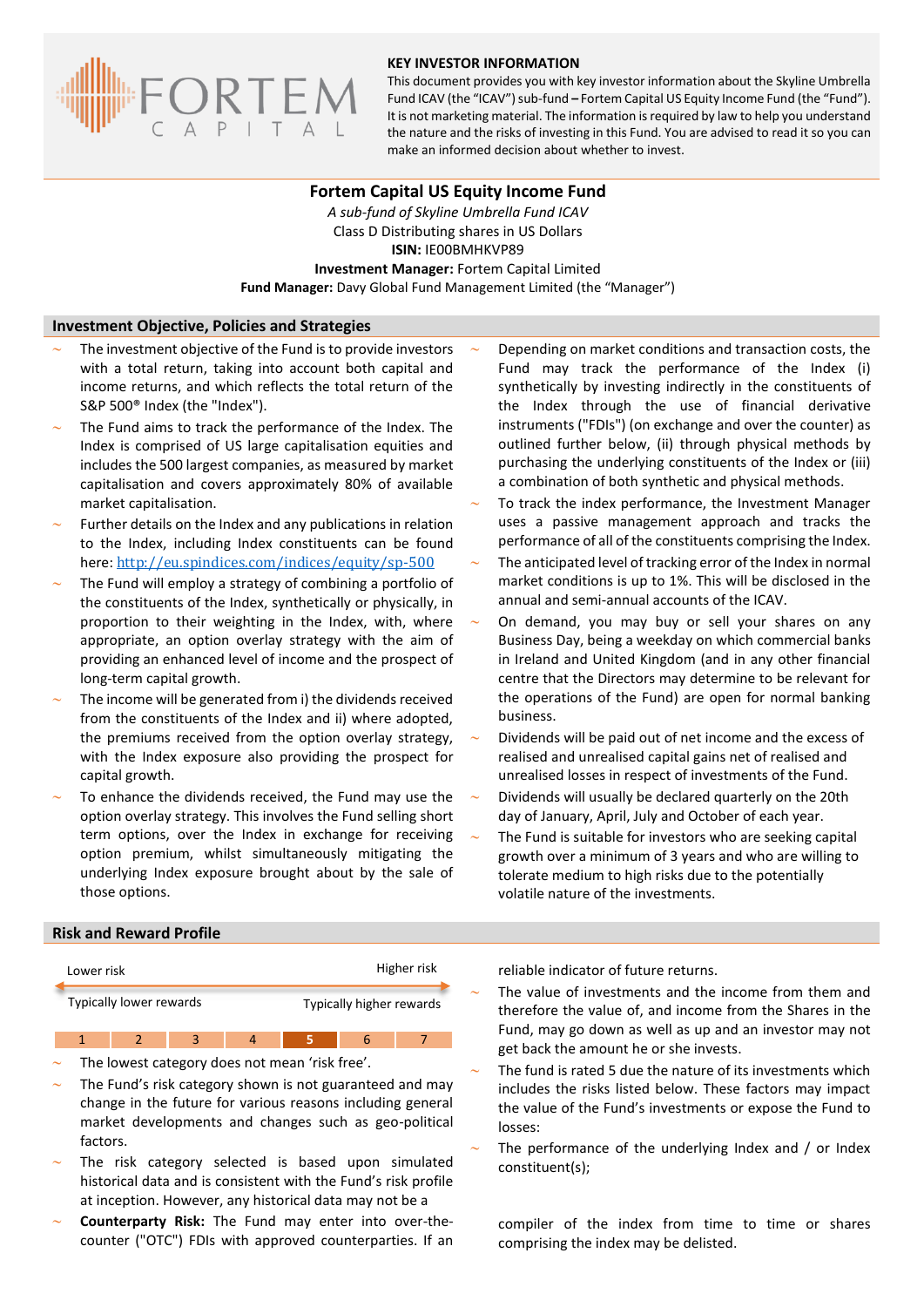**KEY INVESTOR INFORMATION**

This document provides you with key investor information about the Skyline Umbrella Fund ICAV (the "ICAV") sub-fund – Fortem Capital US Equity Income Fund (the "Fund"). It is not marketing material. The information is required by law to help you understand the nature and the risks of investing in this Fund. You are advised to read it so you can make an informed decision about whether to invest.

# Fortem Capital US Equity Income Fund

*A sub-fund of Skyline Umbrella Fund ICAV*

Class D Distributing shares in US Dollars

**ISIN:** IE00BMHKVP89

**Investment Manager:** Fortem Capital Limited

**Fund Manager:** Davy Global Fund Management Limited (the "Manager")

## Investment Objective, Policies and Strategies

- The investment objective of the Fund is to provide investors with a total return, taking into account both capital and income returns, and which reflects the total return of the S&P 500® Index (the "Index").
- The Fund aims to track the performance of the Index. The Index is comprised of US large capitalisation equities and includes the 500 largest companies, as measured by market capitalisation and covers approximately 80% of available market capitalisation.
- Further details on the Index and any publications in relation to the Index, including Index constituents can be found here: http://eu.spindices.com/indices/equity/sp-500
- The Fund will employ a strategy of combining a portfolio of the constituents of the Index, synthetically or physically, in proportion to their weighting in the Index, with, where appropriate, an option overlay strategy with the aim of providing an enhanced level of income and the prospect of long-term capital growth.
- The income will be generated from i) the dividends received from the constituents of the Index and ii) where adopted, the premiums received from the option overlay strategy, with the Index exposure also providing the prospect for capital growth.
- To enhance the dividends received, the Fund may use the option overlay strategy. This involves the Fund selling short term options, over the Index in exchange for receiving option premium, whilst simultaneously mitigating the underlying Index exposure brought about by the sale of those options.
- Depending on market conditions and transaction costs, the Fund may track the performance of the Index (i) synthetically by investing indirectly in the constituents of the Index through the use of financial derivative instruments ("FDIs") (on exchange and over the counter) as outlined further below, (ii) through physical methods by purchasing the underlying constituents of the Index or (iii) a combination of both synthetic and physical methods.
- To track the index performance, the Investment Manager uses a passive management approach and tracks the performance of all of the constituents comprising the Index.
- The anticipated level of tracking error of the Index in normal market conditions is up to 1%. This will be disclosed in the annual and semi-annual accounts of the ICAV.
- On demand, you may buy or sell your shares on any Business Day, being a weekday on which commercial banks in Ireland and United Kingdom (and in any other financial centre that the Directors may determine to be relevant for the operations of the Fund) are open for normal banking business.
- Dividends will be paid out of net income and the excess of realised and unrealised capital gains net of realised and unrealised losses in respect of investments of the Fund.
- Dividends will usually be declared quarterly on the 20th day of January, April, July and October of each year.
- The Fund is suitable for investors who are seeking capital growth over a minimum of 3 years and who are willing to tolerate medium to high risks due to the potentially volatile nature of the investments.

## Risk and Reward Profile

Lower risk ← → Higher risk

Typically lower rewards — Typically higher rewards

| 1 | 2 | 3 | 4 | **5** | 6 | 7 |
|---|---|---|---|---|---|---|

- The lowest category does not mean 'risk free'.
- The Fund's risk category shown is not guaranteed and may change in the future for various reasons including general market developments and changes such as geo-political factors.
- The risk category selected is based upon simulated historical data and is consistent with the Fund's risk profile at inception. However, any historical data may not be a reliable indicator of future returns.
- The value of investments and the income from them and therefore the value of, and income from the Shares in the Fund, may go down as well as up and an investor may not get back the amount he or she invests.
- The fund is rated 5 due the nature of its investments which includes the risks listed below. These factors may impact the value of the Fund's investments or expose the Fund to losses:
- The performance of the underlying Index and / or Index constituent(s);
- **Counterparty Risk:** The Fund may enter into over-the-counter ("OTC") FDIs with approved counterparties. If an

compiler of the index from time to time or shares comprising the index may be delisted.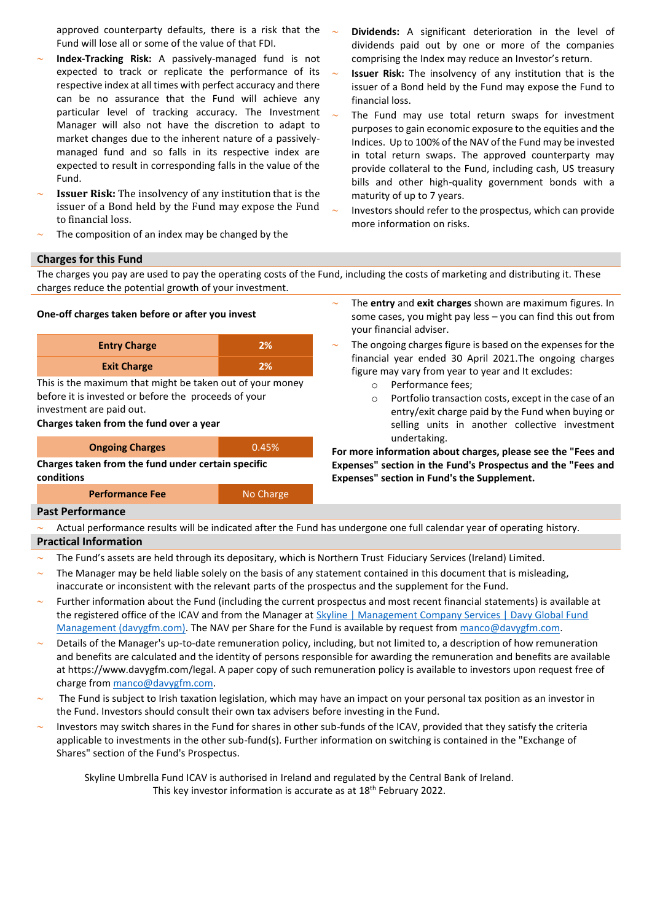approved counterparty defaults, there is a risk that the Fund will lose all or some of the value of that FDI.

- **Index-Tracking Risk:** A passively-managed fund is not expected to track or replicate the performance of its respective index at all times with perfect accuracy and there can be no assurance that the Fund will achieve any particular level of tracking accuracy. The Investment Manager will also not have the discretion to adapt to market changes due to the inherent nature of a passively-managed fund and so falls in its respective index are expected to result in corresponding falls in the value of the Fund.
- **Issuer Risk:** The insolvency of any institution that is the issuer of a Bond held by the Fund may expose the Fund to financial loss.
- The composition of an index may be changed by the
- **Dividends:** A significant deterioration in the level of dividends paid out by one or more of the companies comprising the Index may reduce an Investor's return.
- **Issuer Risk:** The insolvency of any institution that is the issuer of a Bond held by the Fund may expose the Fund to financial loss.
- The Fund may use total return swaps for investment purposes to gain economic exposure to the equities and the Indices. Up to 100% of the NAV of the Fund may be invested in total return swaps. The approved counterparty may provide collateral to the Fund, including cash, US treasury bills and other high-quality government bonds with a maturity of up to 7 years.
- Investors should refer to the prospectus, which can provide more information on risks.

## Charges for this Fund

The charges you pay are used to pay the operating costs of the Fund, including the costs of marketing and distributing it. These charges reduce the potential growth of your investment.

**One-off charges taken before or after you invest**

| | |
|---|---|
| **Entry Charge** | **2%** |
| **Exit Charge** | **2%** |

This is the maximum that might be taken out of your money before it is invested or before the proceeds of your investment are paid out.

**Charges taken from the fund over a year**

| | |
|---|---|
| **Ongoing Charges** | 0.45% |

**Charges taken from the fund under certain specific conditions**

| | |
|---|---|
| **Performance Fee** | No Charge |

- The **entry** and **exit charges** shown are maximum figures. In some cases, you might pay less – you can find this out from your financial adviser.
- The ongoing charges figure is based on the expenses for the financial year ended 30 April 2021.The ongoing charges figure may vary from year to year and It excludes:
  - Performance fees;
  - Portfolio transaction costs, except in the case of an entry/exit charge paid by the Fund when buying or selling units in another collective investment undertaking.

**For more information about charges, please see the "Fees and Expenses" section in the Fund's Prospectus and the "Fees and Expenses" section in Fund's the Supplement.**

## Past Performance

- Actual performance results will be indicated after the Fund has undergone one full calendar year of operating history.

## Practical Information

- The Fund's assets are held through its depositary, which is Northern Trust Fiduciary Services (Ireland) Limited.
- The Manager may be held liable solely on the basis of any statement contained in this document that is misleading, inaccurate or inconsistent with the relevant parts of the prospectus and the supplement for the Fund.
- Further information about the Fund (including the current prospectus and most recent financial statements) is available at the registered office of the ICAV and from the Manager at Skyline | Management Company Services | Davy Global Fund Management (davygfm.com). The NAV per Share for the Fund is available by request from manco@davygfm.com.
- Details of the Manager's up-to-date remuneration policy, including, but not limited to, a description of how remuneration and benefits are calculated and the identity of persons responsible for awarding the remuneration and benefits are available at https://www.davygfm.com/legal. A paper copy of such remuneration policy is available to investors upon request free of charge from manco@davygfm.com.
- The Fund is subject to Irish taxation legislation, which may have an impact on your personal tax position as an investor in the Fund. Investors should consult their own tax advisers before investing in the Fund.
- Investors may switch shares in the Fund for shares in other sub-funds of the ICAV, provided that they satisfy the criteria applicable to investments in the other sub-fund(s). Further information on switching is contained in the "Exchange of Shares" section of the Fund's Prospectus.

Skyline Umbrella Fund ICAV is authorised in Ireland and regulated by the Central Bank of Ireland.
This key investor information is accurate as at 18th February 2022.